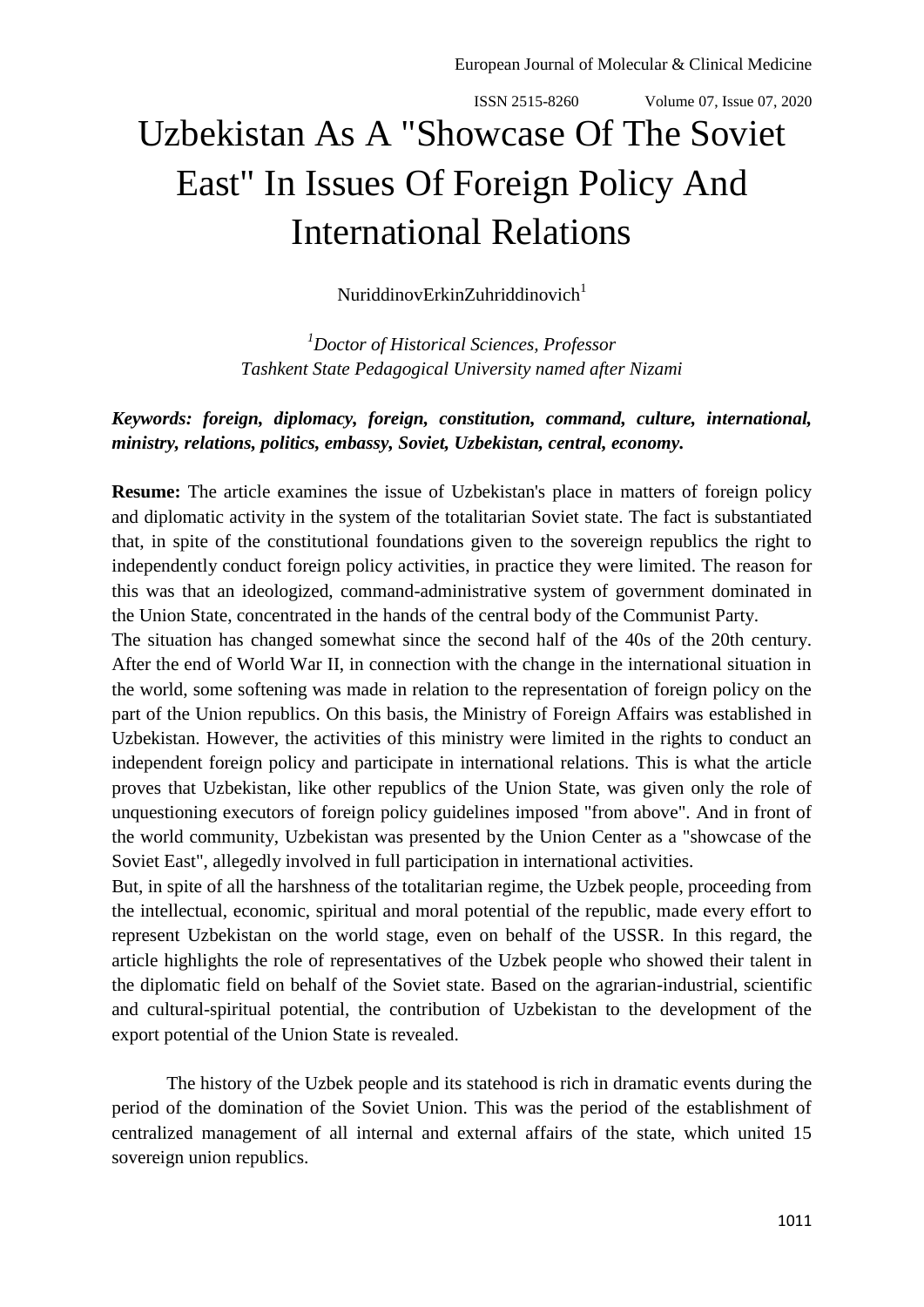# Uzbekistan As A "Showcase Of The Soviet East" In Issues Of Foreign Policy And International Relations

NuriddinovErkinZuhriddinovich[1]

*[1]Doctor of Historical Sciences, Professor*
*Tashkent State Pedagogical University named after Nizami*

***Keywords: foreign, diplomacy, foreign, constitution, command, culture, international, ministry, relations, politics, embassy, Soviet, Uzbekistan, central, economy.***

**Resume:** The article examines the issue of Uzbekistan's place in matters of foreign policy and diplomatic activity in the system of the totalitarian Soviet state. The fact is substantiated that, in spite of the constitutional foundations given to the sovereign republics the right to independently conduct foreign policy activities, in practice they were limited. The reason for this was that an ideologized, command-administrative system of government dominated in the Union State, concentrated in the hands of the central body of the Communist Party.
The situation has changed somewhat since the second half of the 40s of the 20th century. After the end of World War II, in connection with the change in the international situation in the world, some softening was made in relation to the representation of foreign policy on the part of the Union republics. On this basis, the Ministry of Foreign Affairs was established in Uzbekistan. However, the activities of this ministry were limited in the rights to conduct an independent foreign policy and participate in international relations. This is what the article proves that Uzbekistan, like other republics of the Union State, was given only the role of unquestioning executors of foreign policy guidelines imposed "from above". And in front of the world community, Uzbekistan was presented by the Union Center as a "showcase of the Soviet East", allegedly involved in full participation in international activities.
But, in spite of all the harshness of the totalitarian regime, the Uzbek people, proceeding from the intellectual, economic, spiritual and moral potential of the republic, made every effort to represent Uzbekistan on the world stage, even on behalf of the USSR. In this regard, the article highlights the role of representatives of the Uzbek people who showed their talent in the diplomatic field on behalf of the Soviet state. Based on the agrarian-industrial, scientific and cultural-spiritual potential, the contribution of Uzbekistan to the development of the export potential of the Union State is revealed.

The history of the Uzbek people and its statehood is rich in dramatic events during the period of the domination of the Soviet Union. This was the period of the establishment of centralized management of all internal and external affairs of the state, which united 15 sovereign union republics.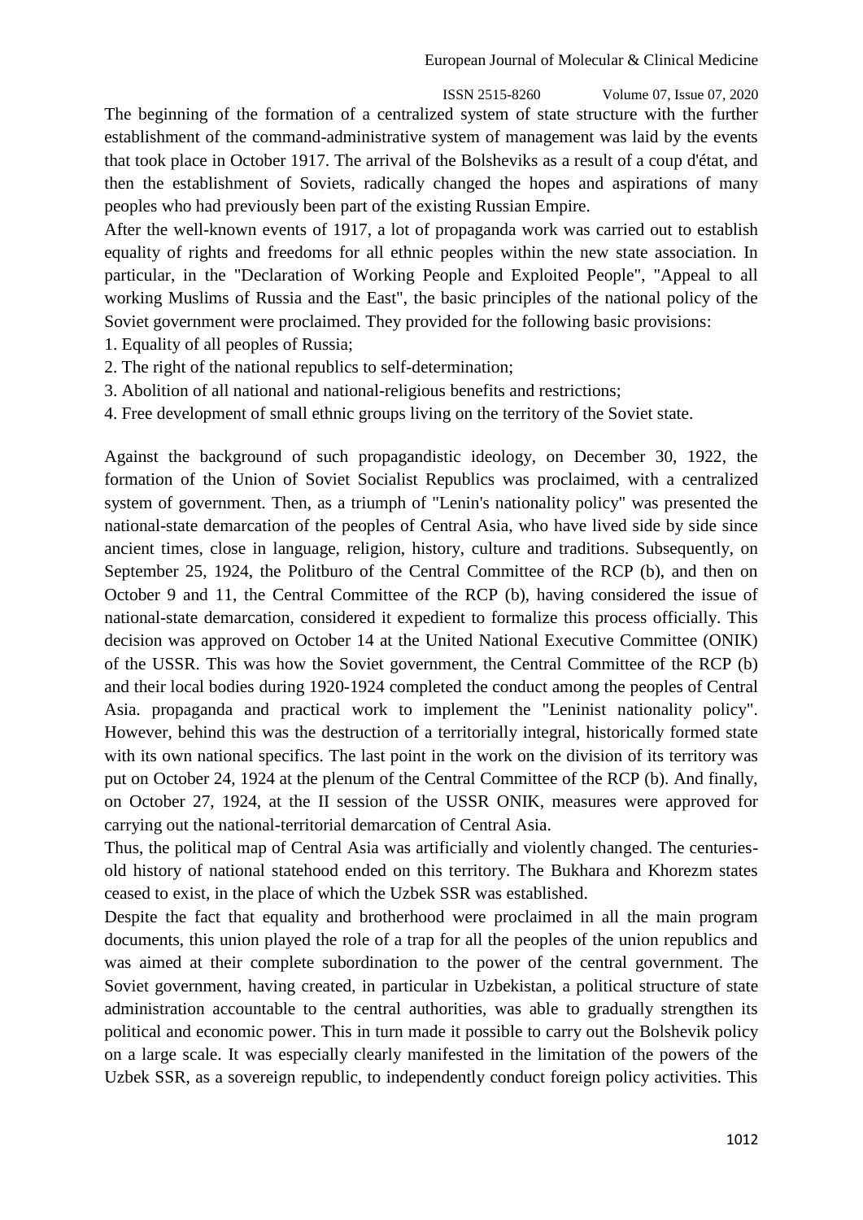The beginning of the formation of a centralized system of state structure with the further establishment of the command-administrative system of management was laid by the events that took place in October 1917. The arrival of the Bolsheviks as a result of a coup d'état, and then the establishment of Soviets, radically changed the hopes and aspirations of many peoples who had previously been part of the existing Russian Empire.

After the well-known events of 1917, a lot of propaganda work was carried out to establish equality of rights and freedoms for all ethnic peoples within the new state association. In particular, in the "Declaration of Working People and Exploited People", "Appeal to all working Muslims of Russia and the East", the basic principles of the national policy of the Soviet government were proclaimed. They provided for the following basic provisions:

1. Equality of all peoples of Russia;
2. The right of the national republics to self-determination;
3. Abolition of all national and national-religious benefits and restrictions;
4. Free development of small ethnic groups living on the territory of the Soviet state.

Against the background of such propagandistic ideology, on December 30, 1922, the formation of the Union of Soviet Socialist Republics was proclaimed, with a centralized system of government. Then, as a triumph of "Lenin's nationality policy" was presented the national-state demarcation of the peoples of Central Asia, who have lived side by side since ancient times, close in language, religion, history, culture and traditions. Subsequently, on September 25, 1924, the Politburo of the Central Committee of the RCP (b), and then on October 9 and 11, the Central Committee of the RCP (b), having considered the issue of national-state demarcation, considered it expedient to formalize this process officially. This decision was approved on October 14 at the United National Executive Committee (ONIK) of the USSR. This was how the Soviet government, the Central Committee of the RCP (b) and their local bodies during 1920-1924 completed the conduct among the peoples of Central Asia. propaganda and practical work to implement the "Leninist nationality policy". However, behind this was the destruction of a territorially integral, historically formed state with its own national specifics. The last point in the work on the division of its territory was put on October 24, 1924 at the plenum of the Central Committee of the RCP (b). And finally, on October 27, 1924, at the II session of the USSR ONIK, measures were approved for carrying out the national-territorial demarcation of Central Asia.

Thus, the political map of Central Asia was artificially and violently changed. The centuries-old history of national statehood ended on this territory. The Bukhara and Khorezm states ceased to exist, in the place of which the Uzbek SSR was established.

Despite the fact that equality and brotherhood were proclaimed in all the main program documents, this union played the role of a trap for all the peoples of the union republics and was aimed at their complete subordination to the power of the central government. The Soviet government, having created, in particular in Uzbekistan, a political structure of state administration accountable to the central authorities, was able to gradually strengthen its political and economic power. This in turn made it possible to carry out the Bolshevik policy on a large scale. It was especially clearly manifested in the limitation of the powers of the Uzbek SSR, as a sovereign republic, to independently conduct foreign policy activities. This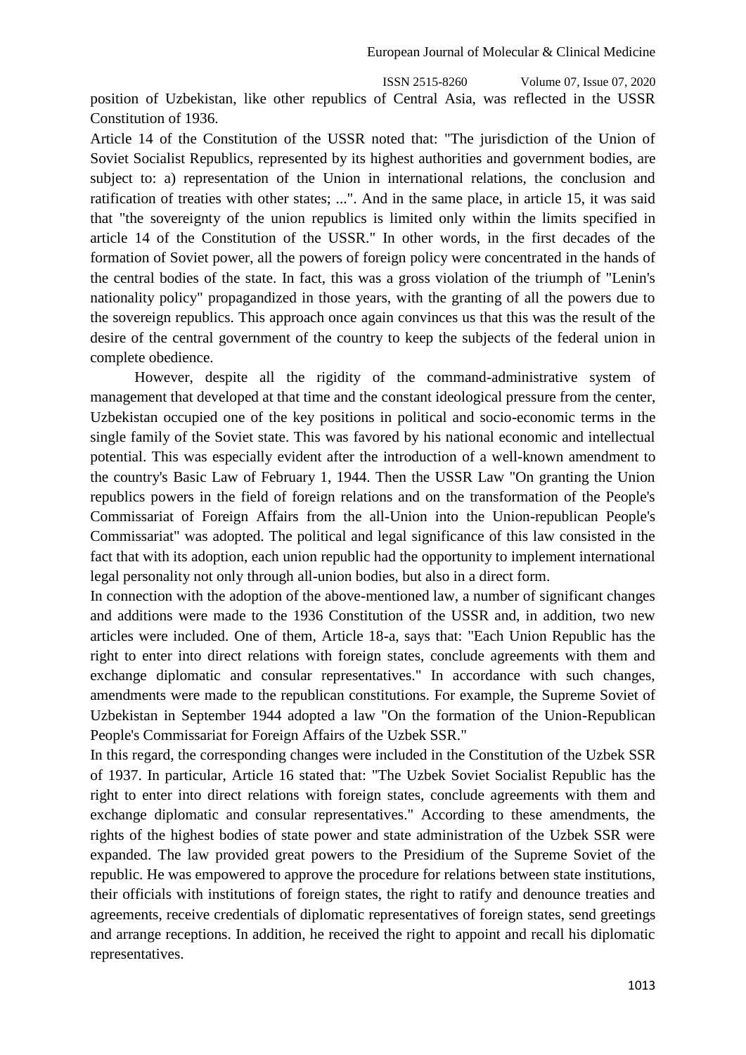position of Uzbekistan, like other republics of Central Asia, was reflected in the USSR Constitution of 1936.

Article 14 of the Constitution of the USSR noted that: "The jurisdiction of the Union of Soviet Socialist Republics, represented by its highest authorities and government bodies, are subject to: a) representation of the Union in international relations, the conclusion and ratification of treaties with other states; ...". And in the same place, in article 15, it was said that "the sovereignty of the union republics is limited only within the limits specified in article 14 of the Constitution of the USSR." In other words, in the first decades of the formation of Soviet power, all the powers of foreign policy were concentrated in the hands of the central bodies of the state. In fact, this was a gross violation of the triumph of "Lenin's nationality policy" propagandized in those years, with the granting of all the powers due to the sovereign republics. This approach once again convinces us that this was the result of the desire of the central government of the country to keep the subjects of the federal union in complete obedience.

However, despite all the rigidity of the command-administrative system of management that developed at that time and the constant ideological pressure from the center, Uzbekistan occupied one of the key positions in political and socio-economic terms in the single family of the Soviet state. This was favored by his national economic and intellectual potential. This was especially evident after the introduction of a well-known amendment to the country's Basic Law of February 1, 1944. Then the USSR Law "On granting the Union republics powers in the field of foreign relations and on the transformation of the People's Commissariat of Foreign Affairs from the all-Union into the Union-republican People's Commissariat" was adopted. The political and legal significance of this law consisted in the fact that with its adoption, each union republic had the opportunity to implement international legal personality not only through all-union bodies, but also in a direct form.

In connection with the adoption of the above-mentioned law, a number of significant changes and additions were made to the 1936 Constitution of the USSR and, in addition, two new articles were included. One of them, Article 18-a, says that: "Each Union Republic has the right to enter into direct relations with foreign states, conclude agreements with them and exchange diplomatic and consular representatives." In accordance with such changes, amendments were made to the republican constitutions. For example, the Supreme Soviet of Uzbekistan in September 1944 adopted a law "On the formation of the Union-Republican People's Commissariat for Foreign Affairs of the Uzbek SSR."

In this regard, the corresponding changes were included in the Constitution of the Uzbek SSR of 1937. In particular, Article 16 stated that: "The Uzbek Soviet Socialist Republic has the right to enter into direct relations with foreign states, conclude agreements with them and exchange diplomatic and consular representatives." According to these amendments, the rights of the highest bodies of state power and state administration of the Uzbek SSR were expanded. The law provided great powers to the Presidium of the Supreme Soviet of the republic. He was empowered to approve the procedure for relations between state institutions, their officials with institutions of foreign states, the right to ratify and denounce treaties and agreements, receive credentials of diplomatic representatives of foreign states, send greetings and arrange receptions. In addition, he received the right to appoint and recall his diplomatic representatives.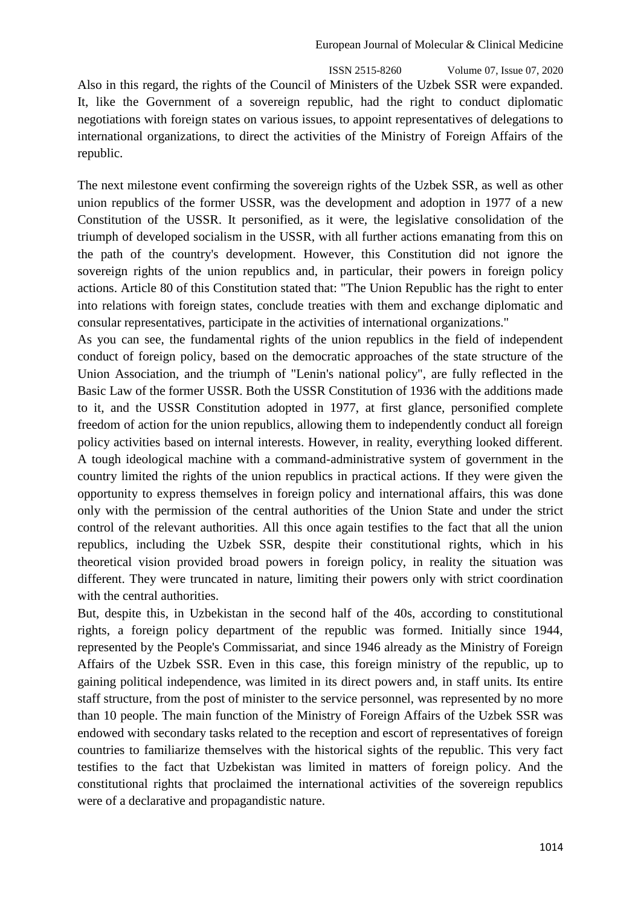Also in this regard, the rights of the Council of Ministers of the Uzbek SSR were expanded. It, like the Government of a sovereign republic, had the right to conduct diplomatic negotiations with foreign states on various issues, to appoint representatives of delegations to international organizations, to direct the activities of the Ministry of Foreign Affairs of the republic.

The next milestone event confirming the sovereign rights of the Uzbek SSR, as well as other union republics of the former USSR, was the development and adoption in 1977 of a new Constitution of the USSR. It personified, as it were, the legislative consolidation of the triumph of developed socialism in the USSR, with all further actions emanating from this on the path of the country's development. However, this Constitution did not ignore the sovereign rights of the union republics and, in particular, their powers in foreign policy actions. Article 80 of this Constitution stated that: "The Union Republic has the right to enter into relations with foreign states, conclude treaties with them and exchange diplomatic and consular representatives, participate in the activities of international organizations."

As you can see, the fundamental rights of the union republics in the field of independent conduct of foreign policy, based on the democratic approaches of the state structure of the Union Association, and the triumph of "Lenin's national policy", are fully reflected in the Basic Law of the former USSR. Both the USSR Constitution of 1936 with the additions made to it, and the USSR Constitution adopted in 1977, at first glance, personified complete freedom of action for the union republics, allowing them to independently conduct all foreign policy activities based on internal interests. However, in reality, everything looked different. A tough ideological machine with a command-administrative system of government in the country limited the rights of the union republics in practical actions. If they were given the opportunity to express themselves in foreign policy and international affairs, this was done only with the permission of the central authorities of the Union State and under the strict control of the relevant authorities. All this once again testifies to the fact that all the union republics, including the Uzbek SSR, despite their constitutional rights, which in his theoretical vision provided broad powers in foreign policy, in reality the situation was different. They were truncated in nature, limiting their powers only with strict coordination with the central authorities.

But, despite this, in Uzbekistan in the second half of the 40s, according to constitutional rights, a foreign policy department of the republic was formed. Initially since 1944, represented by the People's Commissariat, and since 1946 already as the Ministry of Foreign Affairs of the Uzbek SSR. Even in this case, this foreign ministry of the republic, up to gaining political independence, was limited in its direct powers and, in staff units. Its entire staff structure, from the post of minister to the service personnel, was represented by no more than 10 people. The main function of the Ministry of Foreign Affairs of the Uzbek SSR was endowed with secondary tasks related to the reception and escort of representatives of foreign countries to familiarize themselves with the historical sights of the republic. This very fact testifies to the fact that Uzbekistan was limited in matters of foreign policy. And the constitutional rights that proclaimed the international activities of the sovereign republics were of a declarative and propagandistic nature.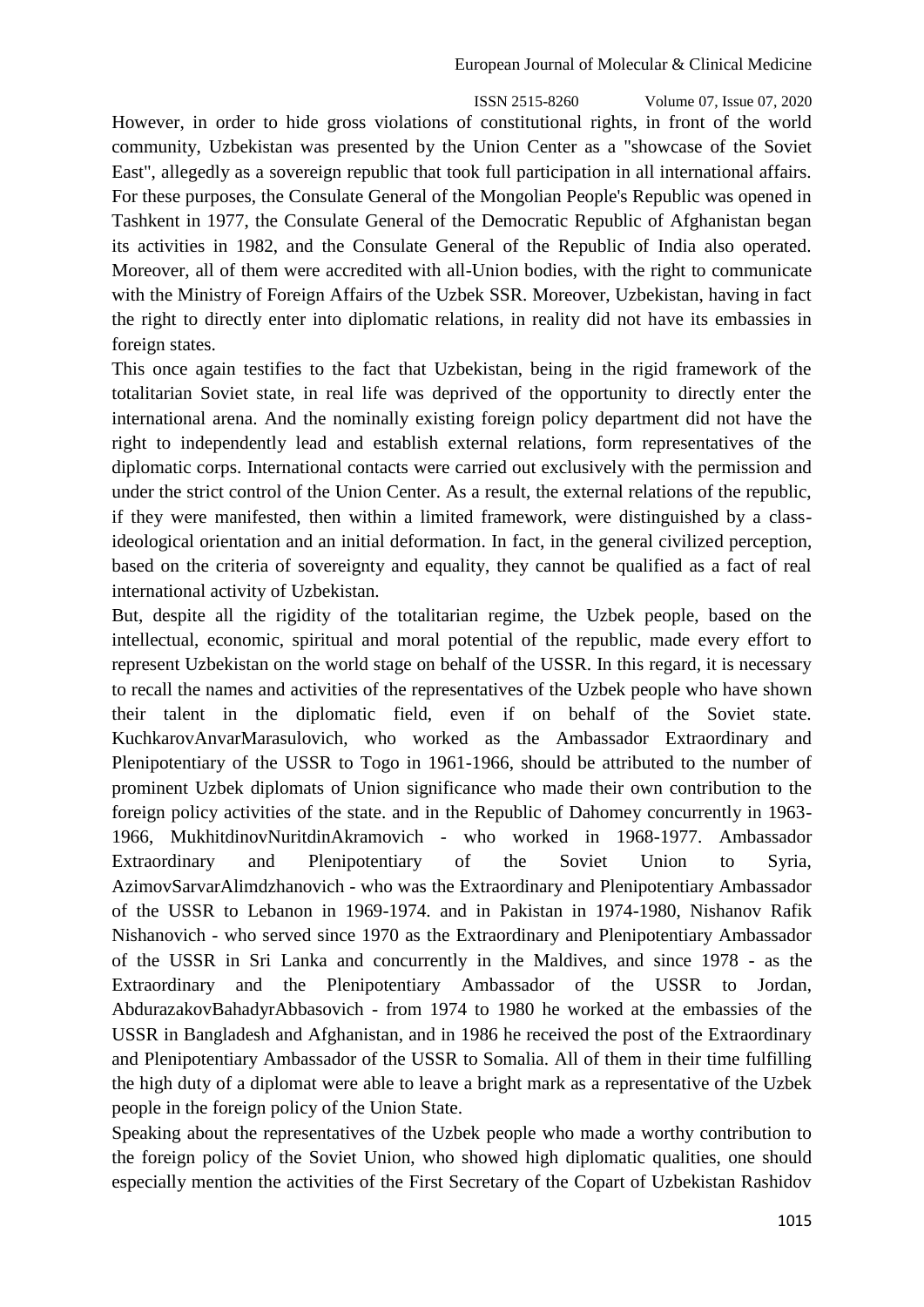However, in order to hide gross violations of constitutional rights, in front of the world community, Uzbekistan was presented by the Union Center as a "showcase of the Soviet East", allegedly as a sovereign republic that took full participation in all international affairs. For these purposes, the Consulate General of the Mongolian People's Republic was opened in Tashkent in 1977, the Consulate General of the Democratic Republic of Afghanistan began its activities in 1982, and the Consulate General of the Republic of India also operated. Moreover, all of them were accredited with all-Union bodies, with the right to communicate with the Ministry of Foreign Affairs of the Uzbek SSR. Moreover, Uzbekistan, having in fact the right to directly enter into diplomatic relations, in reality did not have its embassies in foreign states.

This once again testifies to the fact that Uzbekistan, being in the rigid framework of the totalitarian Soviet state, in real life was deprived of the opportunity to directly enter the international arena. And the nominally existing foreign policy department did not have the right to independently lead and establish external relations, form representatives of the diplomatic corps. International contacts were carried out exclusively with the permission and under the strict control of the Union Center. As a result, the external relations of the republic, if they were manifested, then within a limited framework, were distinguished by a class-ideological orientation and an initial deformation. In fact, in the general civilized perception, based on the criteria of sovereignty and equality, they cannot be qualified as a fact of real international activity of Uzbekistan.

But, despite all the rigidity of the totalitarian regime, the Uzbek people, based on the intellectual, economic, spiritual and moral potential of the republic, made every effort to represent Uzbekistan on the world stage on behalf of the USSR. In this regard, it is necessary to recall the names and activities of the representatives of the Uzbek people who have shown their talent in the diplomatic field, even if on behalf of the Soviet state. KuchkarovAnvarMarasulovich, who worked as the Ambassador Extraordinary and Plenipotentiary of the USSR to Togo in 1961-1966, should be attributed to the number of prominent Uzbek diplomats of Union significance who made their own contribution to the foreign policy activities of the state. and in the Republic of Dahomey concurrently in 1963-1966, MukhitdinovNuritdinAkramovich - who worked in 1968-1977. Ambassador Extraordinary and Plenipotentiary of the Soviet Union to Syria, AzimovSarvarAlimdzhanovich - who was the Extraordinary and Plenipotentiary Ambassador of the USSR to Lebanon in 1969-1974. and in Pakistan in 1974-1980, Nishanov Rafik Nishanovich - who served since 1970 as the Extraordinary and Plenipotentiary Ambassador of the USSR in Sri Lanka and concurrently in the Maldives, and since 1978 - as the Extraordinary and the Plenipotentiary Ambassador of the USSR to Jordan, AbdurazakovBahadyrAbbasovich - from 1974 to 1980 he worked at the embassies of the USSR in Bangladesh and Afghanistan, and in 1986 he received the post of the Extraordinary and Plenipotentiary Ambassador of the USSR to Somalia. All of them in their time fulfilling the high duty of a diplomat were able to leave a bright mark as a representative of the Uzbek people in the foreign policy of the Union State.

Speaking about the representatives of the Uzbek people who made a worthy contribution to the foreign policy of the Soviet Union, who showed high diplomatic qualities, one should especially mention the activities of the First Secretary of the Copart of Uzbekistan Rashidov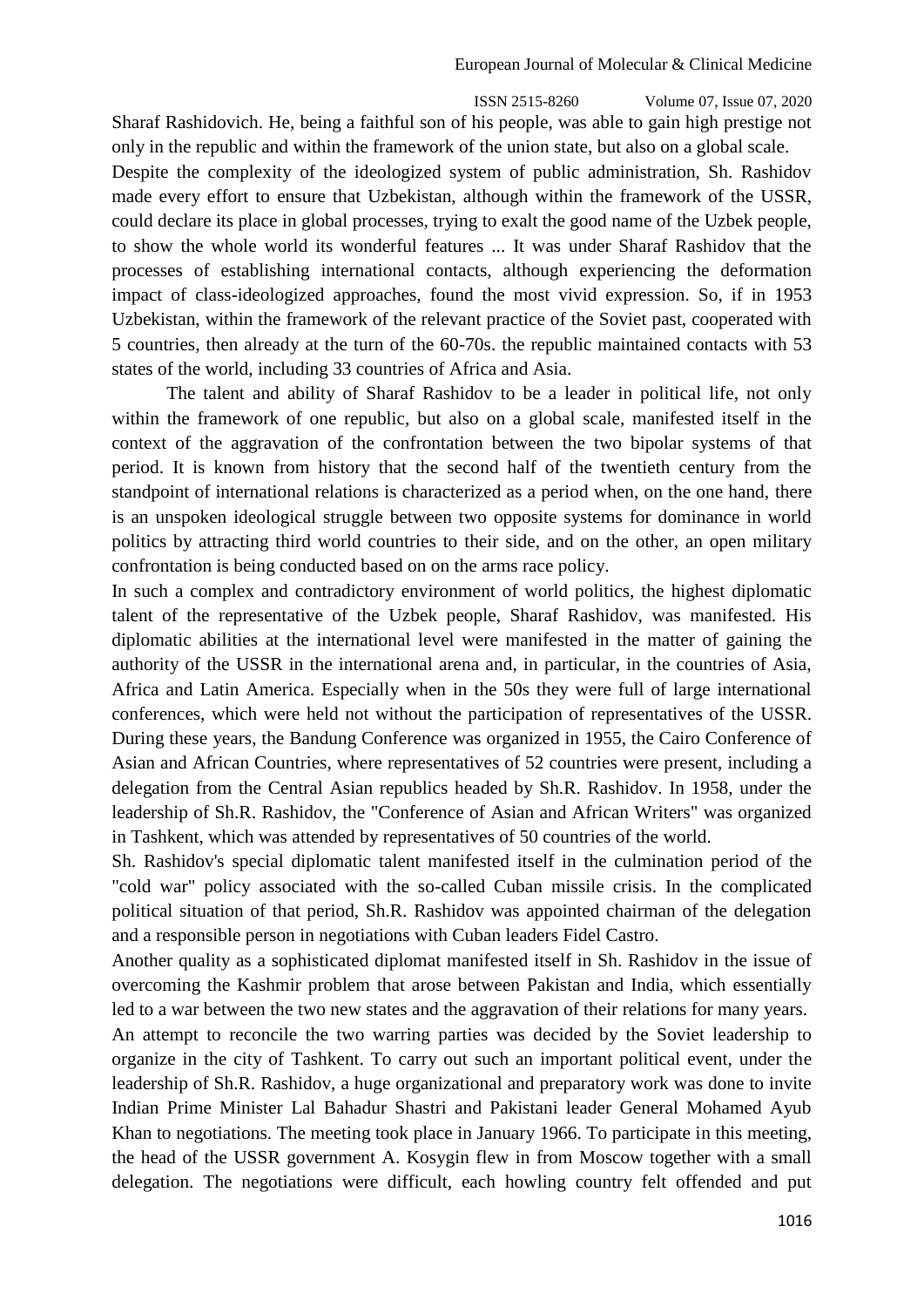Sharaf Rashidovich. He, being a faithful son of his people, was able to gain high prestige not only in the republic and within the framework of the union state, but also on a global scale. Despite the complexity of the ideologized system of public administration, Sh. Rashidov made every effort to ensure that Uzbekistan, although within the framework of the USSR, could declare its place in global processes, trying to exalt the good name of the Uzbek people, to show the whole world its wonderful features ... It was under Sharaf Rashidov that the processes of establishing international contacts, although experiencing the deformation impact of class-ideologized approaches, found the most vivid expression. So, if in 1953 Uzbekistan, within the framework of the relevant practice of the Soviet past, cooperated with 5 countries, then already at the turn of the 60-70s. the republic maintained contacts with 53 states of the world, including 33 countries of Africa and Asia.

The talent and ability of Sharaf Rashidov to be a leader in political life, not only within the framework of one republic, but also on a global scale, manifested itself in the context of the aggravation of the confrontation between the two bipolar systems of that period. It is known from history that the second half of the twentieth century from the standpoint of international relations is characterized as a period when, on the one hand, there is an unspoken ideological struggle between two opposite systems for dominance in world politics by attracting third world countries to their side, and on the other, an open military confrontation is being conducted based on on the arms race policy.

In such a complex and contradictory environment of world politics, the highest diplomatic talent of the representative of the Uzbek people, Sharaf Rashidov, was manifested. His diplomatic abilities at the international level were manifested in the matter of gaining the authority of the USSR in the international arena and, in particular, in the countries of Asia, Africa and Latin America. Especially when in the 50s they were full of large international conferences, which were held not without the participation of representatives of the USSR. During these years, the Bandung Conference was organized in 1955, the Cairo Conference of Asian and African Countries, where representatives of 52 countries were present, including a delegation from the Central Asian republics headed by Sh.R. Rashidov. In 1958, under the leadership of Sh.R. Rashidov, the "Conference of Asian and African Writers" was organized in Tashkent, which was attended by representatives of 50 countries of the world.

Sh. Rashidov's special diplomatic talent manifested itself in the culmination period of the "cold war" policy associated with the so-called Cuban missile crisis. In the complicated political situation of that period, Sh.R. Rashidov was appointed chairman of the delegation and a responsible person in negotiations with Cuban leaders Fidel Castro.

Another quality as a sophisticated diplomat manifested itself in Sh. Rashidov in the issue of overcoming the Kashmir problem that arose between Pakistan and India, which essentially led to a war between the two new states and the aggravation of their relations for many years. An attempt to reconcile the two warring parties was decided by the Soviet leadership to organize in the city of Tashkent. To carry out such an important political event, under the leadership of Sh.R. Rashidov, a huge organizational and preparatory work was done to invite Indian Prime Minister Lal Bahadur Shastri and Pakistani leader General Mohamed Ayub Khan to negotiations. The meeting took place in January 1966. To participate in this meeting, the head of the USSR government A. Kosygin flew in from Moscow together with a small delegation. The negotiations were difficult, each howling country felt offended and put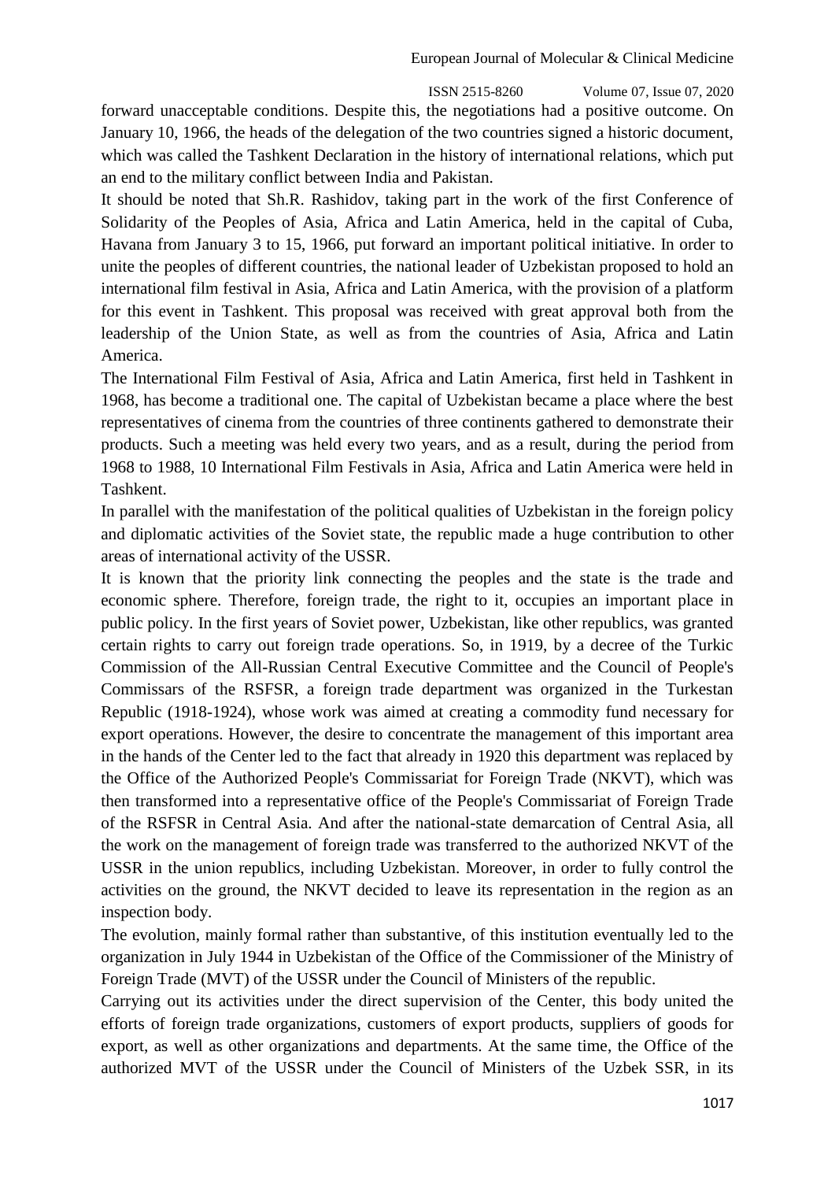forward unacceptable conditions. Despite this, the negotiations had a positive outcome. On January 10, 1966, the heads of the delegation of the two countries signed a historic document, which was called the Tashkent Declaration in the history of international relations, which put an end to the military conflict between India and Pakistan.

It should be noted that Sh.R. Rashidov, taking part in the work of the first Conference of Solidarity of the Peoples of Asia, Africa and Latin America, held in the capital of Cuba, Havana from January 3 to 15, 1966, put forward an important political initiative. In order to unite the peoples of different countries, the national leader of Uzbekistan proposed to hold an international film festival in Asia, Africa and Latin America, with the provision of a platform for this event in Tashkent. This proposal was received with great approval both from the leadership of the Union State, as well as from the countries of Asia, Africa and Latin America.

The International Film Festival of Asia, Africa and Latin America, first held in Tashkent in 1968, has become a traditional one. The capital of Uzbekistan became a place where the best representatives of cinema from the countries of three continents gathered to demonstrate their products. Such a meeting was held every two years, and as a result, during the period from 1968 to 1988, 10 International Film Festivals in Asia, Africa and Latin America were held in Tashkent.

In parallel with the manifestation of the political qualities of Uzbekistan in the foreign policy and diplomatic activities of the Soviet state, the republic made a huge contribution to other areas of international activity of the USSR.

It is known that the priority link connecting the peoples and the state is the trade and economic sphere. Therefore, foreign trade, the right to it, occupies an important place in public policy. In the first years of Soviet power, Uzbekistan, like other republics, was granted certain rights to carry out foreign trade operations. So, in 1919, by a decree of the Turkic Commission of the All-Russian Central Executive Committee and the Council of People's Commissars of the RSFSR, a foreign trade department was organized in the Turkestan Republic (1918-1924), whose work was aimed at creating a commodity fund necessary for export operations. However, the desire to concentrate the management of this important area in the hands of the Center led to the fact that already in 1920 this department was replaced by the Office of the Authorized People's Commissariat for Foreign Trade (NKVT), which was then transformed into a representative office of the People's Commissariat of Foreign Trade of the RSFSR in Central Asia. And after the national-state demarcation of Central Asia, all the work on the management of foreign trade was transferred to the authorized NKVT of the USSR in the union republics, including Uzbekistan. Moreover, in order to fully control the activities on the ground, the NKVT decided to leave its representation in the region as an inspection body.

The evolution, mainly formal rather than substantive, of this institution eventually led to the organization in July 1944 in Uzbekistan of the Office of the Commissioner of the Ministry of Foreign Trade (MVT) of the USSR under the Council of Ministers of the republic.

Carrying out its activities under the direct supervision of the Center, this body united the efforts of foreign trade organizations, customers of export products, suppliers of goods for export, as well as other organizations and departments. At the same time, the Office of the authorized MVT of the USSR under the Council of Ministers of the Uzbek SSR, in its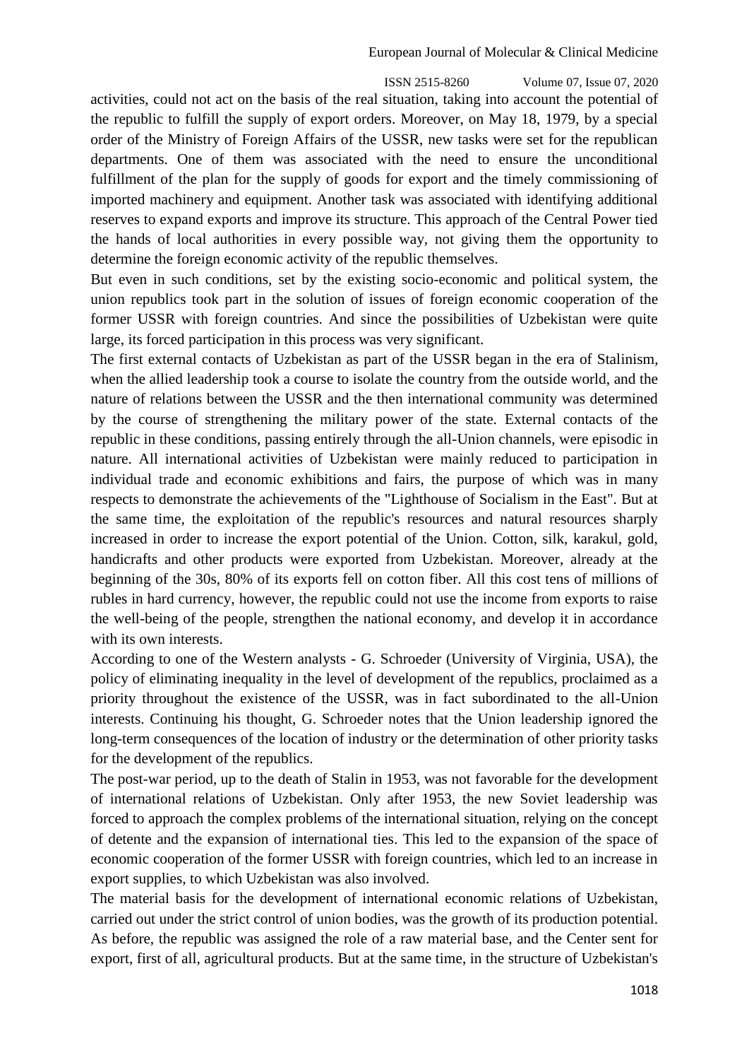activities, could not act on the basis of the real situation, taking into account the potential of the republic to fulfill the supply of export orders. Moreover, on May 18, 1979, by a special order of the Ministry of Foreign Affairs of the USSR, new tasks were set for the republican departments. One of them was associated with the need to ensure the unconditional fulfillment of the plan for the supply of goods for export and the timely commissioning of imported machinery and equipment. Another task was associated with identifying additional reserves to expand exports and improve its structure. This approach of the Central Power tied the hands of local authorities in every possible way, not giving them the opportunity to determine the foreign economic activity of the republic themselves.

But even in such conditions, set by the existing socio-economic and political system, the union republics took part in the solution of issues of foreign economic cooperation of the former USSR with foreign countries. And since the possibilities of Uzbekistan were quite large, its forced participation in this process was very significant.

The first external contacts of Uzbekistan as part of the USSR began in the era of Stalinism, when the allied leadership took a course to isolate the country from the outside world, and the nature of relations between the USSR and the then international community was determined by the course of strengthening the military power of the state. External contacts of the republic in these conditions, passing entirely through the all-Union channels, were episodic in nature. All international activities of Uzbekistan were mainly reduced to participation in individual trade and economic exhibitions and fairs, the purpose of which was in many respects to demonstrate the achievements of the "Lighthouse of Socialism in the East". But at the same time, the exploitation of the republic's resources and natural resources sharply increased in order to increase the export potential of the Union. Cotton, silk, karakul, gold, handicrafts and other products were exported from Uzbekistan. Moreover, already at the beginning of the 30s, 80% of its exports fell on cotton fiber. All this cost tens of millions of rubles in hard currency, however, the republic could not use the income from exports to raise the well-being of the people, strengthen the national economy, and develop it in accordance with its own interests.

According to one of the Western analysts - G. Schroeder (University of Virginia, USA), the policy of eliminating inequality in the level of development of the republics, proclaimed as a priority throughout the existence of the USSR, was in fact subordinated to the all-Union interests. Continuing his thought, G. Schroeder notes that the Union leadership ignored the long-term consequences of the location of industry or the determination of other priority tasks for the development of the republics.

The post-war period, up to the death of Stalin in 1953, was not favorable for the development of international relations of Uzbekistan. Only after 1953, the new Soviet leadership was forced to approach the complex problems of the international situation, relying on the concept of detente and the expansion of international ties. This led to the expansion of the space of economic cooperation of the former USSR with foreign countries, which led to an increase in export supplies, to which Uzbekistan was also involved.

The material basis for the development of international economic relations of Uzbekistan, carried out under the strict control of union bodies, was the growth of its production potential. As before, the republic was assigned the role of a raw material base, and the Center sent for export, first of all, agricultural products. But at the same time, in the structure of Uzbekistan's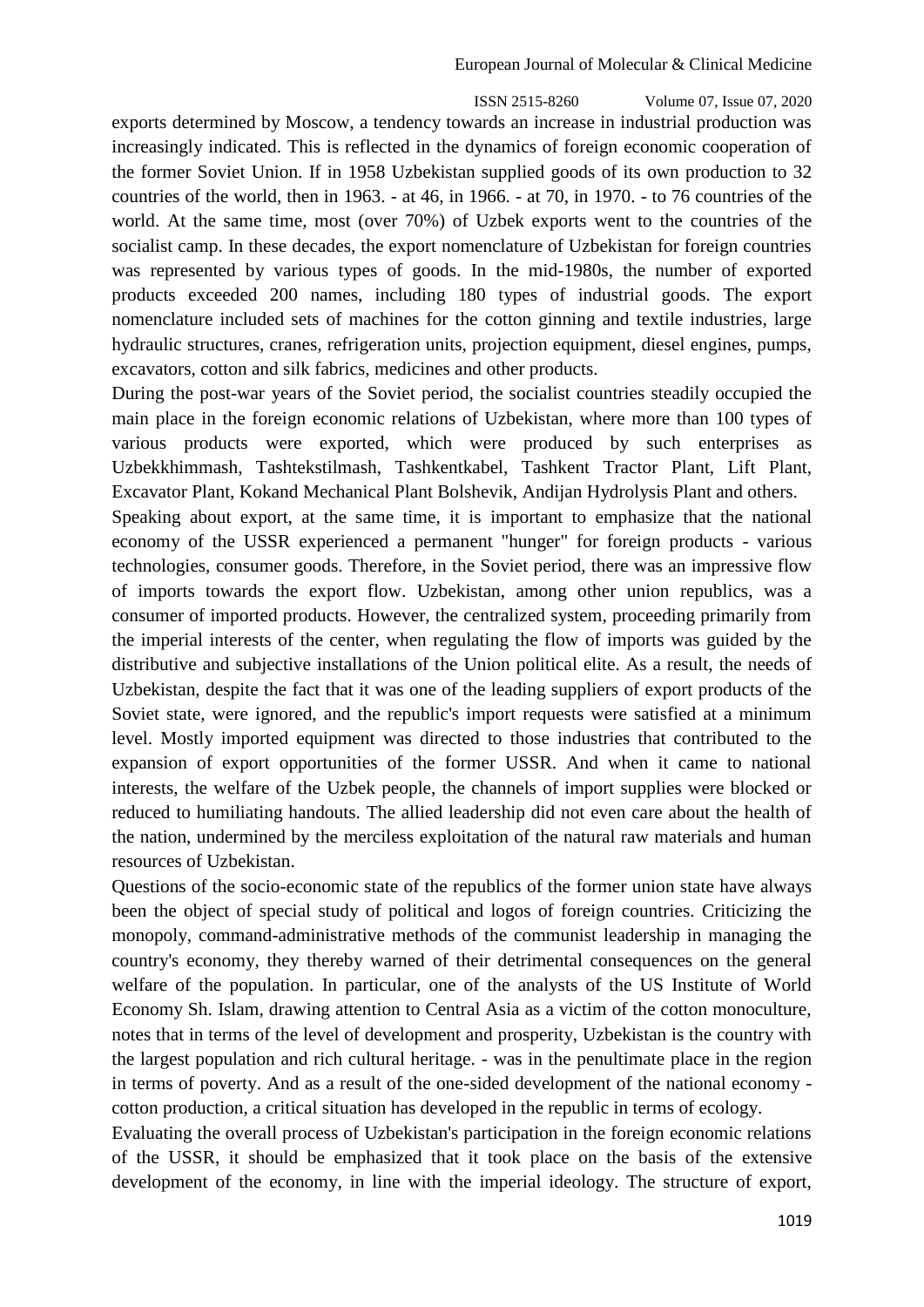exports determined by Moscow, a tendency towards an increase in industrial production was increasingly indicated. This is reflected in the dynamics of foreign economic cooperation of the former Soviet Union. If in 1958 Uzbekistan supplied goods of its own production to 32 countries of the world, then in 1963. - at 46, in 1966. - at 70, in 1970. - to 76 countries of the world. At the same time, most (over 70%) of Uzbek exports went to the countries of the socialist camp. In these decades, the export nomenclature of Uzbekistan for foreign countries was represented by various types of goods. In the mid-1980s, the number of exported products exceeded 200 names, including 180 types of industrial goods. The export nomenclature included sets of machines for the cotton ginning and textile industries, large hydraulic structures, cranes, refrigeration units, projection equipment, diesel engines, pumps, excavators, cotton and silk fabrics, medicines and other products.

During the post-war years of the Soviet period, the socialist countries steadily occupied the main place in the foreign economic relations of Uzbekistan, where more than 100 types of various products were exported, which were produced by such enterprises as Uzbekkhimmash, Tashtekstilmash, Tashkentkabel, Tashkent Tractor Plant, Lift Plant, Excavator Plant, Kokand Mechanical Plant Bolshevik, Andijan Hydrolysis Plant and others.

Speaking about export, at the same time, it is important to emphasize that the national economy of the USSR experienced a permanent "hunger" for foreign products - various technologies, consumer goods. Therefore, in the Soviet period, there was an impressive flow of imports towards the export flow. Uzbekistan, among other union republics, was a consumer of imported products. However, the centralized system, proceeding primarily from the imperial interests of the center, when regulating the flow of imports was guided by the distributive and subjective installations of the Union political elite. As a result, the needs of Uzbekistan, despite the fact that it was one of the leading suppliers of export products of the Soviet state, were ignored, and the republic's import requests were satisfied at a minimum level. Mostly imported equipment was directed to those industries that contributed to the expansion of export opportunities of the former USSR. And when it came to national interests, the welfare of the Uzbek people, the channels of import supplies were blocked or reduced to humiliating handouts. The allied leadership did not even care about the health of the nation, undermined by the merciless exploitation of the natural raw materials and human resources of Uzbekistan.

Questions of the socio-economic state of the republics of the former union state have always been the object of special study of political and logos of foreign countries. Criticizing the monopoly, command-administrative methods of the communist leadership in managing the country's economy, they thereby warned of their detrimental consequences on the general welfare of the population. In particular, one of the analysts of the US Institute of World Economy Sh. Islam, drawing attention to Central Asia as a victim of the cotton monoculture, notes that in terms of the level of development and prosperity, Uzbekistan is the country with the largest population and rich cultural heritage. - was in the penultimate place in the region in terms of poverty. And as a result of the one-sided development of the national economy - cotton production, a critical situation has developed in the republic in terms of ecology.

Evaluating the overall process of Uzbekistan's participation in the foreign economic relations of the USSR, it should be emphasized that it took place on the basis of the extensive development of the economy, in line with the imperial ideology. The structure of export,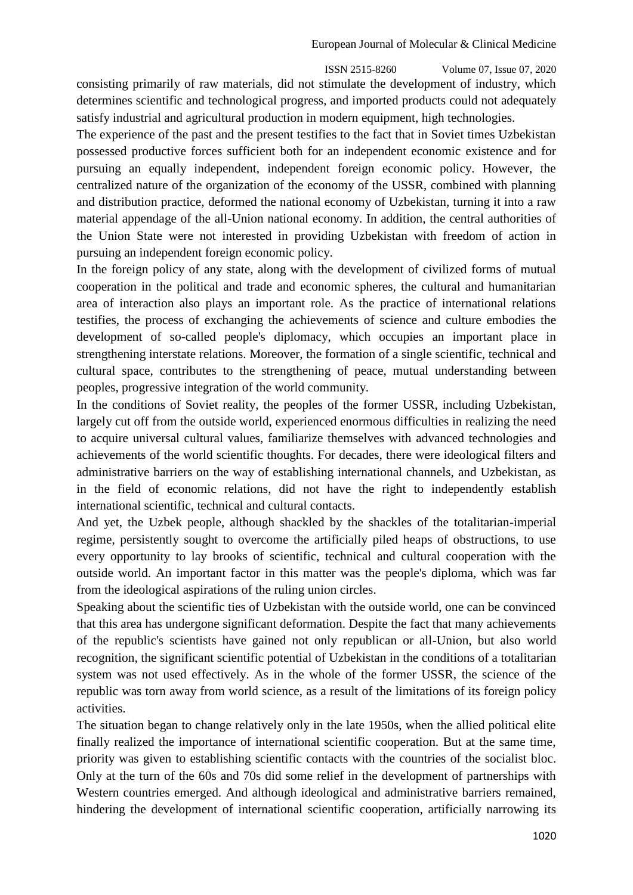consisting primarily of raw materials, did not stimulate the development of industry, which determines scientific and technological progress, and imported products could not adequately satisfy industrial and agricultural production in modern equipment, high technologies.

The experience of the past and the present testifies to the fact that in Soviet times Uzbekistan possessed productive forces sufficient both for an independent economic existence and for pursuing an equally independent, independent foreign economic policy. However, the centralized nature of the organization of the economy of the USSR, combined with planning and distribution practice, deformed the national economy of Uzbekistan, turning it into a raw material appendage of the all-Union national economy. In addition, the central authorities of the Union State were not interested in providing Uzbekistan with freedom of action in pursuing an independent foreign economic policy.

In the foreign policy of any state, along with the development of civilized forms of mutual cooperation in the political and trade and economic spheres, the cultural and humanitarian area of interaction also plays an important role. As the practice of international relations testifies, the process of exchanging the achievements of science and culture embodies the development of so-called people's diplomacy, which occupies an important place in strengthening interstate relations. Moreover, the formation of a single scientific, technical and cultural space, contributes to the strengthening of peace, mutual understanding between peoples, progressive integration of the world community.

In the conditions of Soviet reality, the peoples of the former USSR, including Uzbekistan, largely cut off from the outside world, experienced enormous difficulties in realizing the need to acquire universal cultural values, familiarize themselves with advanced technologies and achievements of the world scientific thoughts. For decades, there were ideological filters and administrative barriers on the way of establishing international channels, and Uzbekistan, as in the field of economic relations, did not have the right to independently establish international scientific, technical and cultural contacts.

And yet, the Uzbek people, although shackled by the shackles of the totalitarian-imperial regime, persistently sought to overcome the artificially piled heaps of obstructions, to use every opportunity to lay brooks of scientific, technical and cultural cooperation with the outside world. An important factor in this matter was the people's diploma, which was far from the ideological aspirations of the ruling union circles.

Speaking about the scientific ties of Uzbekistan with the outside world, one can be convinced that this area has undergone significant deformation. Despite the fact that many achievements of the republic's scientists have gained not only republican or all-Union, but also world recognition, the significant scientific potential of Uzbekistan in the conditions of a totalitarian system was not used effectively. As in the whole of the former USSR, the science of the republic was torn away from world science, as a result of the limitations of its foreign policy activities.

The situation began to change relatively only in the late 1950s, when the allied political elite finally realized the importance of international scientific cooperation. But at the same time, priority was given to establishing scientific contacts with the countries of the socialist bloc. Only at the turn of the 60s and 70s did some relief in the development of partnerships with Western countries emerged. And although ideological and administrative barriers remained, hindering the development of international scientific cooperation, artificially narrowing its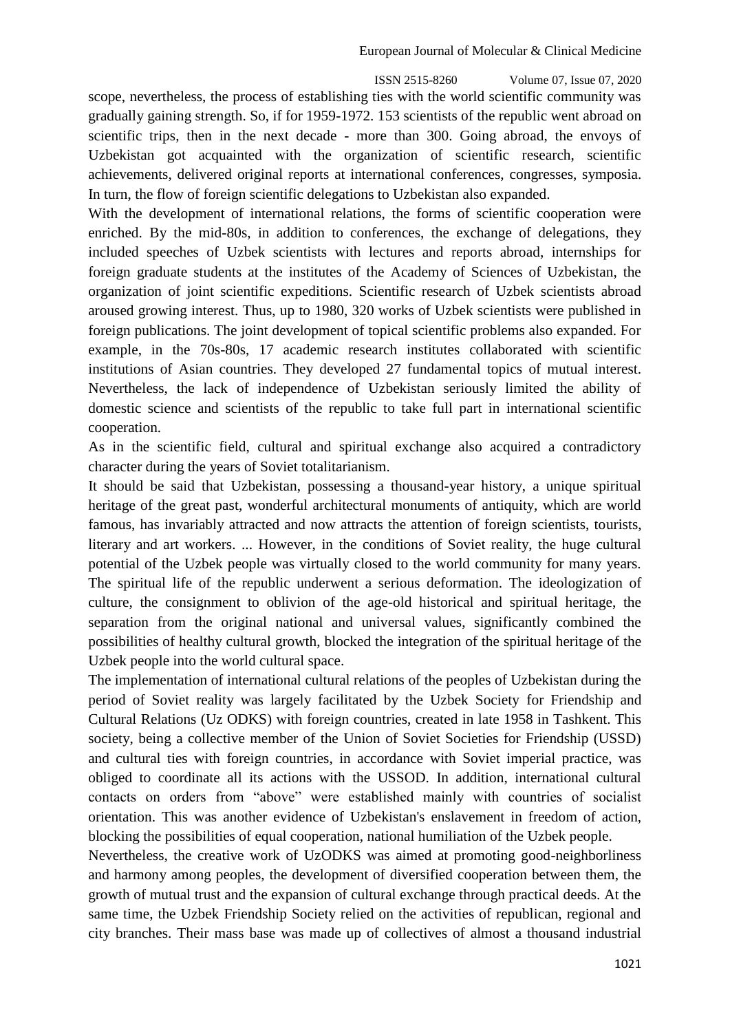scope, nevertheless, the process of establishing ties with the world scientific community was gradually gaining strength. So, if for 1959-1972. 153 scientists of the republic went abroad on scientific trips, then in the next decade - more than 300. Going abroad, the envoys of Uzbekistan got acquainted with the organization of scientific research, scientific achievements, delivered original reports at international conferences, congresses, symposia. In turn, the flow of foreign scientific delegations to Uzbekistan also expanded.

With the development of international relations, the forms of scientific cooperation were enriched. By the mid-80s, in addition to conferences, the exchange of delegations, they included speeches of Uzbek scientists with lectures and reports abroad, internships for foreign graduate students at the institutes of the Academy of Sciences of Uzbekistan, the organization of joint scientific expeditions. Scientific research of Uzbek scientists abroad aroused growing interest. Thus, up to 1980, 320 works of Uzbek scientists were published in foreign publications. The joint development of topical scientific problems also expanded. For example, in the 70s-80s, 17 academic research institutes collaborated with scientific institutions of Asian countries. They developed 27 fundamental topics of mutual interest. Nevertheless, the lack of independence of Uzbekistan seriously limited the ability of domestic science and scientists of the republic to take full part in international scientific cooperation.

As in the scientific field, cultural and spiritual exchange also acquired a contradictory character during the years of Soviet totalitarianism.

It should be said that Uzbekistan, possessing a thousand-year history, a unique spiritual heritage of the great past, wonderful architectural monuments of antiquity, which are world famous, has invariably attracted and now attracts the attention of foreign scientists, tourists, literary and art workers. ... However, in the conditions of Soviet reality, the huge cultural potential of the Uzbek people was virtually closed to the world community for many years. The spiritual life of the republic underwent a serious deformation. The ideologization of culture, the consignment to oblivion of the age-old historical and spiritual heritage, the separation from the original national and universal values, significantly combined the possibilities of healthy cultural growth, blocked the integration of the spiritual heritage of the Uzbek people into the world cultural space.

The implementation of international cultural relations of the peoples of Uzbekistan during the period of Soviet reality was largely facilitated by the Uzbek Society for Friendship and Cultural Relations (Uz ODKS) with foreign countries, created in late 1958 in Tashkent. This society, being a collective member of the Union of Soviet Societies for Friendship (USSD) and cultural ties with foreign countries, in accordance with Soviet imperial practice, was obliged to coordinate all its actions with the USSOD. In addition, international cultural contacts on orders from "above" were established mainly with countries of socialist orientation. This was another evidence of Uzbekistan's enslavement in freedom of action, blocking the possibilities of equal cooperation, national humiliation of the Uzbek people.

Nevertheless, the creative work of UzODKS was aimed at promoting good-neighborliness and harmony among peoples, the development of diversified cooperation between them, the growth of mutual trust and the expansion of cultural exchange through practical deeds. At the same time, the Uzbek Friendship Society relied on the activities of republican, regional and city branches. Their mass base was made up of collectives of almost a thousand industrial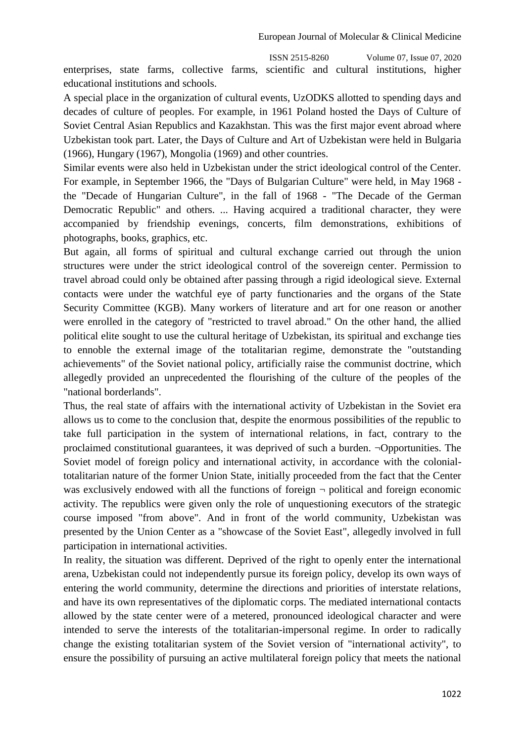enterprises, state farms, collective farms, scientific and cultural institutions, higher educational institutions and schools.

A special place in the organization of cultural events, UzODKS allotted to spending days and decades of culture of peoples. For example, in 1961 Poland hosted the Days of Culture of Soviet Central Asian Republics and Kazakhstan. This was the first major event abroad where Uzbekistan took part. Later, the Days of Culture and Art of Uzbekistan were held in Bulgaria (1966), Hungary (1967), Mongolia (1969) and other countries.

Similar events were also held in Uzbekistan under the strict ideological control of the Center. For example, in September 1966, the "Days of Bulgarian Culture" were held, in May 1968 - the "Decade of Hungarian Culture", in the fall of 1968 - "The Decade of the German Democratic Republic" and others. ... Having acquired a traditional character, they were accompanied by friendship evenings, concerts, film demonstrations, exhibitions of photographs, books, graphics, etc.

But again, all forms of spiritual and cultural exchange carried out through the union structures were under the strict ideological control of the sovereign center. Permission to travel abroad could only be obtained after passing through a rigid ideological sieve. External contacts were under the watchful eye of party functionaries and the organs of the State Security Committee (KGB). Many workers of literature and art for one reason or another were enrolled in the category of "restricted to travel abroad." On the other hand, the allied political elite sought to use the cultural heritage of Uzbekistan, its spiritual and exchange ties to ennoble the external image of the totalitarian regime, demonstrate the "outstanding achievements" of the Soviet national policy, artificially raise the communist doctrine, which allegedly provided an unprecedented the flourishing of the culture of the peoples of the "national borderlands".

Thus, the real state of affairs with the international activity of Uzbekistan in the Soviet era allows us to come to the conclusion that, despite the enormous possibilities of the republic to take full participation in the system of international relations, in fact, contrary to the proclaimed constitutional guarantees, it was deprived of such a burden. ¬Opportunities. The Soviet model of foreign policy and international activity, in accordance with the colonial-totalitarian nature of the former Union State, initially proceeded from the fact that the Center was exclusively endowed with all the functions of foreign ¬ political and foreign economic activity. The republics were given only the role of unquestioning executors of the strategic course imposed "from above". And in front of the world community, Uzbekistan was presented by the Union Center as a "showcase of the Soviet East", allegedly involved in full participation in international activities.

In reality, the situation was different. Deprived of the right to openly enter the international arena, Uzbekistan could not independently pursue its foreign policy, develop its own ways of entering the world community, determine the directions and priorities of interstate relations, and have its own representatives of the diplomatic corps. The mediated international contacts allowed by the state center were of a metered, pronounced ideological character and were intended to serve the interests of the totalitarian-impersonal regime. In order to radically change the existing totalitarian system of the Soviet version of "international activity", to ensure the possibility of pursuing an active multilateral foreign policy that meets the national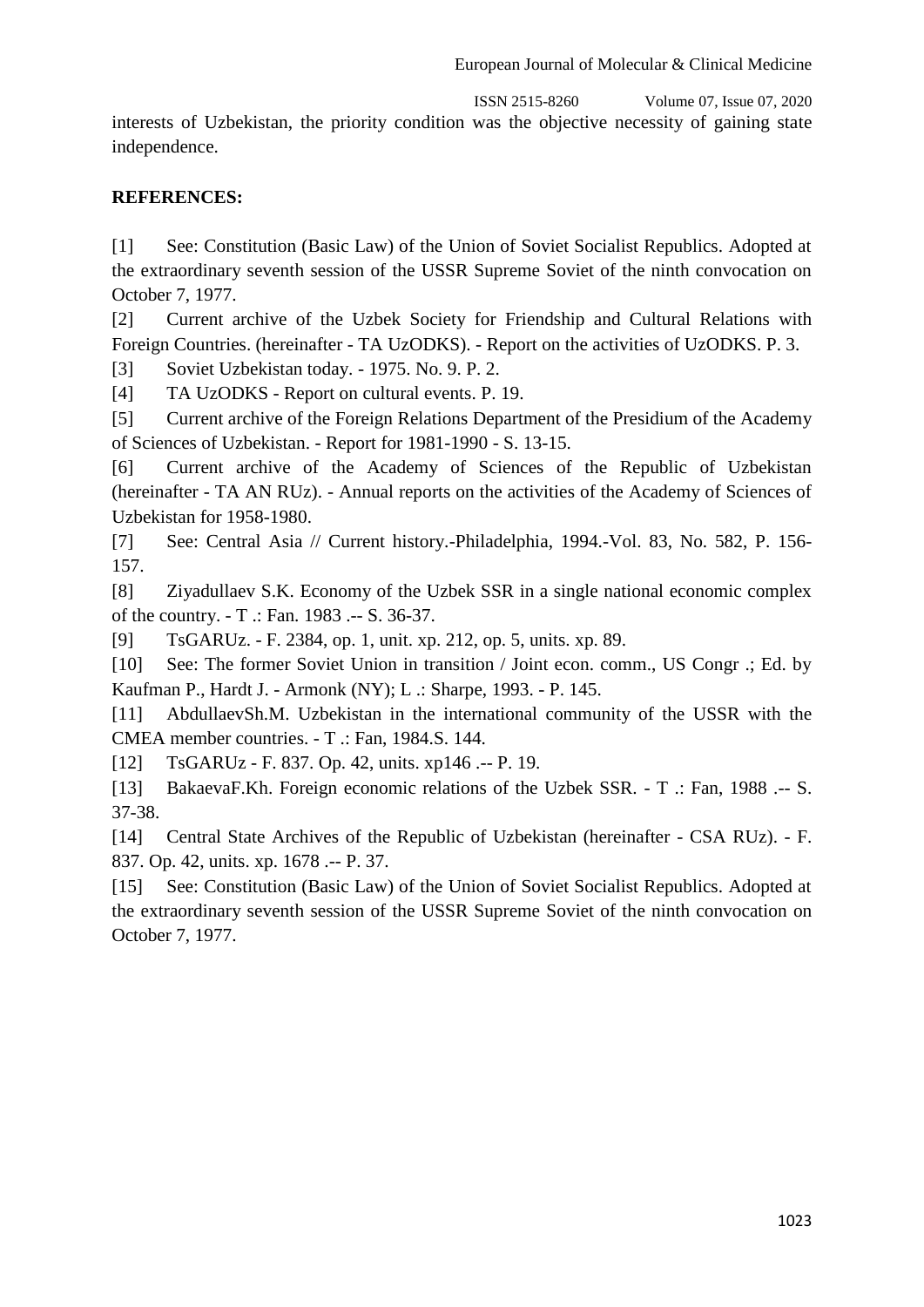interests of Uzbekistan, the priority condition was the objective necessity of gaining state independence.

**REFERENCES:**

[1] See: Constitution (Basic Law) of the Union of Soviet Socialist Republics. Adopted at the extraordinary seventh session of the USSR Supreme Soviet of the ninth convocation on October 7, 1977.

[2] Current archive of the Uzbek Society for Friendship and Cultural Relations with Foreign Countries. (hereinafter - TA UzODKS). - Report on the activities of UzODKS. P. 3.

[3] Soviet Uzbekistan today. - 1975. No. 9. P. 2.

[4] TA UzODKS - Report on cultural events. P. 19.

[5] Current archive of the Foreign Relations Department of the Presidium of the Academy of Sciences of Uzbekistan. - Report for 1981-1990 - S. 13-15.

[6] Current archive of the Academy of Sciences of the Republic of Uzbekistan (hereinafter - TA AN RUz). - Annual reports on the activities of the Academy of Sciences of Uzbekistan for 1958-1980.

[7] See: Central Asia // Current history.-Philadelphia, 1994.-Vol. 83, No. 582, P. 156-157.

[8] Ziyadullaev S.K. Economy of the Uzbek SSR in a single national economic complex of the country. - T .: Fan. 1983 .-- S. 36-37.

[9] TsGARUz. - F. 2384, op. 1, unit. xp. 212, op. 5, units. xp. 89.

[10] See: The former Soviet Union in transition / Joint econ. comm., US Congr .; Ed. by Kaufman P., Hardt J. - Armonk (NY); L .: Sharpe, 1993. - P. 145.

[11] AbdullaevSh.M. Uzbekistan in the international community of the USSR with the CMEA member countries. - T .: Fan, 1984.S. 144.

[12] TsGARUz - F. 837. Op. 42, units. xp146 .-- P. 19.

[13] BakaevaF.Kh. Foreign economic relations of the Uzbek SSR. - T .: Fan, 1988 .-- S. 37-38.

[14] Central State Archives of the Republic of Uzbekistan (hereinafter - CSA RUz). - F. 837. Op. 42, units. xp. 1678 .-- P. 37.

[15] See: Constitution (Basic Law) of the Union of Soviet Socialist Republics. Adopted at the extraordinary seventh session of the USSR Supreme Soviet of the ninth convocation on October 7, 1977.